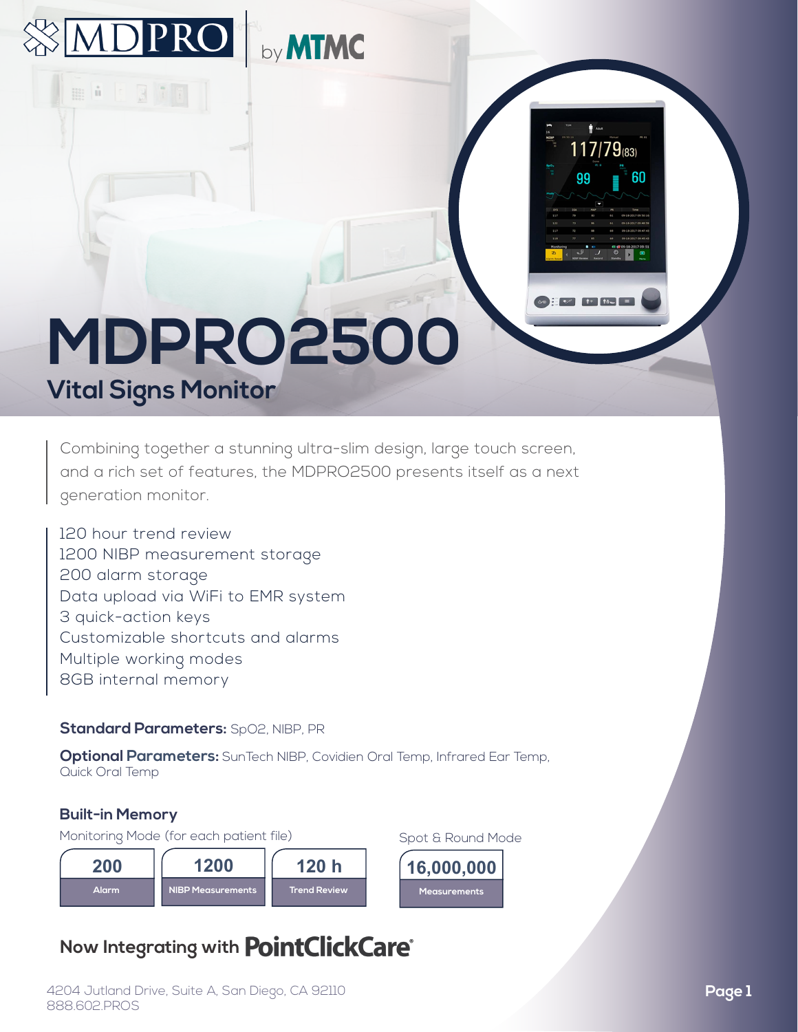MDPRO by MTMC

# MDPRO2500

## Vital Signs Monitor

Combining together a stunning ultra-slim design, large touch screen, and a rich set of features, the MDPRO2500 presents itself as a next generation monitor.

120 hour trend review
1200 NIBP measurement storage
200 alarm storage
Data upload via WiFi to EMR system
3 quick-action keys
Customizable shortcuts and alarms
Multiple working modes
8GB internal memory

**Standard Parameters:** SpO2, NIBP, PR

**Optional Parameters:** SunTech NIBP, Covidien Oral Temp, Infrared Ear Temp, Quick Oral Temp

### Built-in Memory

Monitoring Mode (for each patient file)

| 200 | 1200 | 120 h |
|---|---|---|
| Alarm | NIBP Measurements | Trend Review |

Spot & Round Mode

| 16,000,000 |
|---|
| Measurements |

## Now Integrating with PointClickCare®

4204 Jutland Drive, Suite A, San Diego, CA 92110
888.602.PROS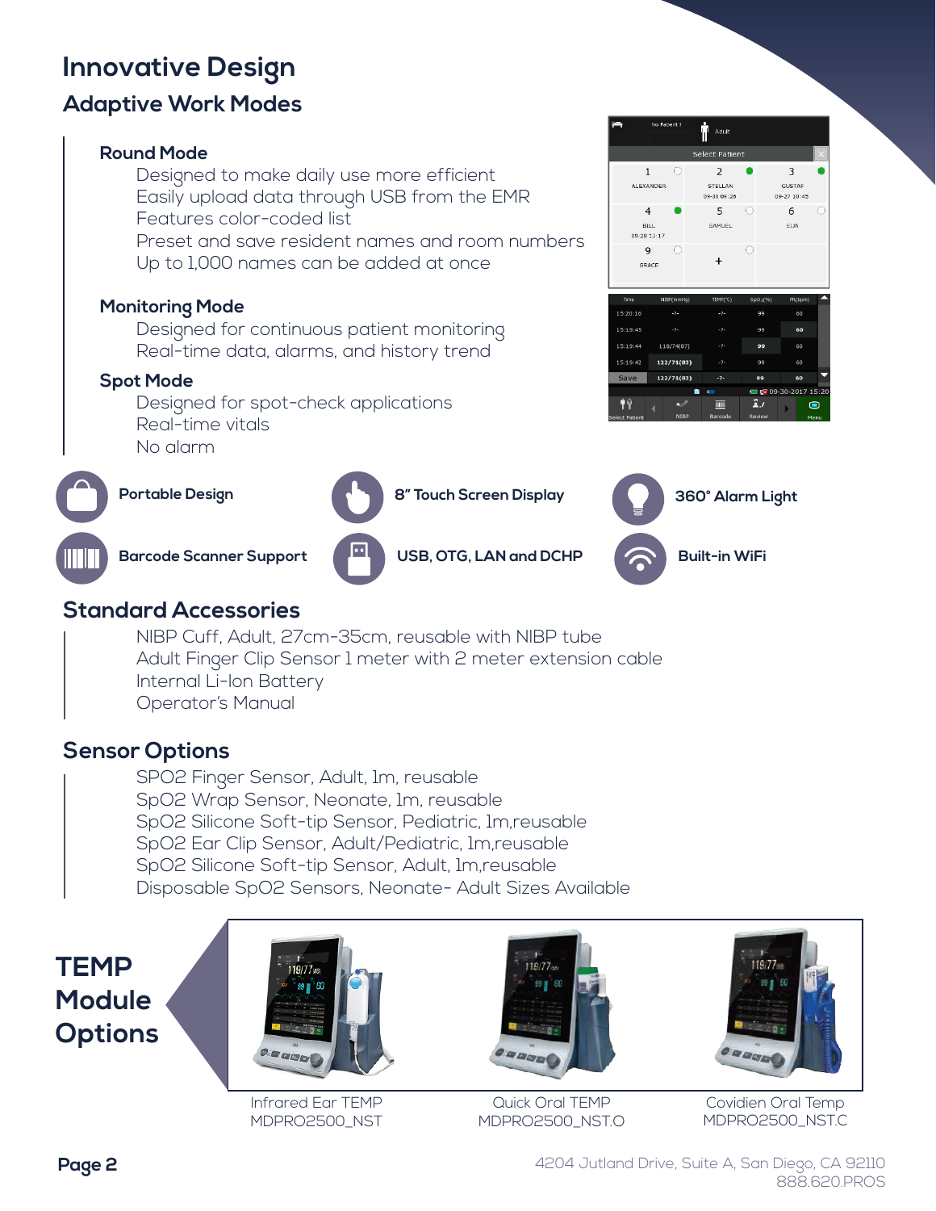# Innovative Design

## Adaptive Work Modes

### Round Mode

- Designed to make daily use more efficient
- Easily upload data through USB from the EMR
- Features color-coded list
- Preset and save resident names and room numbers
- Up to 1,000 names can be added at once

### Monitoring Mode

- Designed for continuous patient monitoring
- Real-time data, alarms, and history trend

### Spot Mode

- Designed for spot-check applications
- Real-time vitals
- No alarm

**Portable Design**

**8" Touch Screen Display**

**360° Alarm Light**

**Barcode Scanner Support**

**USB, OTG, LAN and DCHP**

**Built-in WiFi**

## Standard Accessories

- NIBP Cuff, Adult, 27cm-35cm, reusable with NIBP tube
- Adult Finger Clip Sensor 1 meter with 2 meter extension cable
- Internal Li-Ion Battery
- Operator's Manual

## Sensor Options

- SPO2 Finger Sensor, Adult, 1m, reusable
- SpO2 Wrap Sensor, Neonate, 1m, reusable
- SpO2 Silicone Soft-tip Sensor, Pediatric, 1m,reusable
- SpO2 Ear Clip Sensor, Adult/Pediatric, 1m,reusable
- SpO2 Silicone Soft-tip Sensor, Adult, 1m,reusable
- Disposable SpO2 Sensors, Neonate- Adult Sizes Available

## TEMP Module Options

Infrared Ear TEMP
MDPRO2500_NST

Quick Oral TEMP
MDPRO2500_NST.O

Covidien Oral Temp
MDPRO2500_NST.C

4204 Jutland Drive, Suite A, San Diego, CA 92110
888.620.PROS